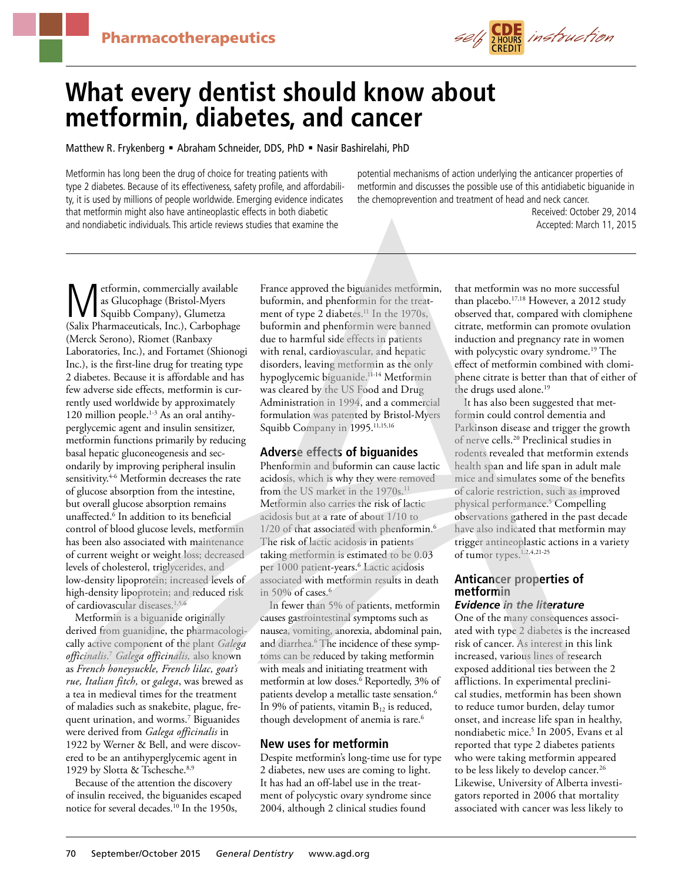Pharmacotherapeutics

self CDE 2 HOURS CREDIT instruction

# What every dentist should know about metformin, diabetes, and cancer

Matthew R. Frykenberg ▪ Abraham Schneider, DDS, PhD ▪ Nasir Bashirelahi, PhD

Metformin has long been the drug of choice for treating patients with type 2 diabetes. Because of its effectiveness, safety profile, and affordability, it is used by millions of people worldwide. Emerging evidence indicates that metformin might also have antineoplastic effects in both diabetic and nondiabetic individuals. This article reviews studies that examine the potential mechanisms of action underlying the anticancer properties of metformin and discusses the possible use of this antidiabetic biguanide in the chemoprevention and treatment of head and neck cancer.

Received: October 29, 2014
Accepted: March 11, 2015

Metformin, commercially available as Glucophage (Bristol-Myers Squibb Company), Glumetza (Salix Pharmaceuticals, Inc.), Carbophage (Merck Serono), Riomet (Ranbaxy Laboratories, Inc.), and Fortamet (Shionogi Inc.), is the first-line drug for treating type 2 diabetes. Because it is affordable and has few adverse side effects, metformin is currently used worldwide by approximately 120 million people.[1-3] As an oral antihyperglycemic agent and insulin sensitizer, metformin functions primarily by reducing basal hepatic gluconeogenesis and secondarily by improving peripheral insulin sensitivity.[4-6] Metformin decreases the rate of glucose absorption from the intestine, but overall glucose absorption remains unaffected.[6] In addition to its beneficial control of blood glucose levels, metformin has been also associated with maintenance of current weight or weight loss; decreased levels of cholesterol, triglycerides, and low-density lipoprotein; increased levels of high-density lipoprotein; and reduced risk of cardiovascular diseases.[1,5,6]

Metformin is a biguanide originally derived from guanidine, the pharmacologically active component of the plant *Galega officinalis*.[7] *Galega officinalis,* also known as *French honeysuckle, French lilac, goat's rue, Italian fitch,* or *galega*, was brewed as a tea in medieval times for the treatment of maladies such as snakebite, plague, frequent urination, and worms.[7] Biguanides were derived from *Galega officinalis* in 1922 by Werner & Bell, and were discovered to be an antihyperglycemic agent in 1929 by Slotta & Tschesche.[8,9]

Because of the attention the discovery of insulin received, the biguanides escaped notice for several decades.[10] In the 1950s, France approved the biguanides metformin, buformin, and phenformin for the treatment of type 2 diabetes.[11] In the 1970s, buformin and phenformin were banned due to harmful side effects in patients with renal, cardiovascular, and hepatic disorders, leaving metformin as the only hypoglycemic biguanide.[11-14] Metformin was cleared by the US Food and Drug Administration in 1994, and a commercial formulation was patented by Bristol-Myers Squibb Company in 1995.[11,15,16]

## Adverse effects of biguanides

Phenformin and buformin can cause lactic acidosis, which is why they were removed from the US market in the 1970s.[11] Metformin also carries the risk of lactic acidosis but at a rate of about 1/10 to 1/20 of that associated with phenformin.[6] The risk of lactic acidosis in patients taking metformin is estimated to be 0.03 per 1000 patient-years.[6] Lactic acidosis associated with metformin results in death in 50% of cases.[6]

In fewer than 5% of patients, metformin causes gastrointestinal symptoms such as nausea, vomiting, anorexia, abdominal pain, and diarrhea.[6] The incidence of these symptoms can be reduced by taking metformin with meals and initiating treatment with metformin at low doses.[6] Reportedly, 3% of patients develop a metallic taste sensation.[6] In 9% of patients, vitamin $B_{12}$ is reduced, though development of anemia is rare.[6]

## New uses for metformin

Despite metformin's long-time use for type 2 diabetes, new uses are coming to light. It has had an off-label use in the treatment of polycystic ovary syndrome since 2004, although 2 clinical studies found that metformin was no more successful than placebo.[17,18] However, a 2012 study observed that, compared with clomiphene citrate, metformin can promote ovulation induction and pregnancy rate in women with polycystic ovary syndrome.[19] The effect of metformin combined with clomiphene citrate is better than that of either of the drugs used alone.[19]

It has also been suggested that metformin could control dementia and Parkinson disease and trigger the growth of nerve cells.[20] Preclinical studies in rodents revealed that metformin extends health span and life span in adult male mice and simulates some of the benefits of calorie restriction, such as improved physical performance.[5] Compelling observations gathered in the past decade have also indicated that metformin may trigger antineoplastic actions in a variety of tumor types.[1,2,4,21-25]

## Anticancer properties of metformin

### *Evidence in the literature*

One of the many consequences associated with type 2 diabetes is the increased risk of cancer. As interest in this link increased, various lines of research exposed additional ties between the 2 afflictions. In experimental preclinical studies, metformin has been shown to reduce tumor burden, delay tumor onset, and increase life span in healthy, nondiabetic mice.[5] In 2005, Evans et al reported that type 2 diabetes patients who were taking metformin appeared to be less likely to develop cancer.[26] Likewise, University of Alberta investigators reported in 2006 that mortality associated with cancer was less likely to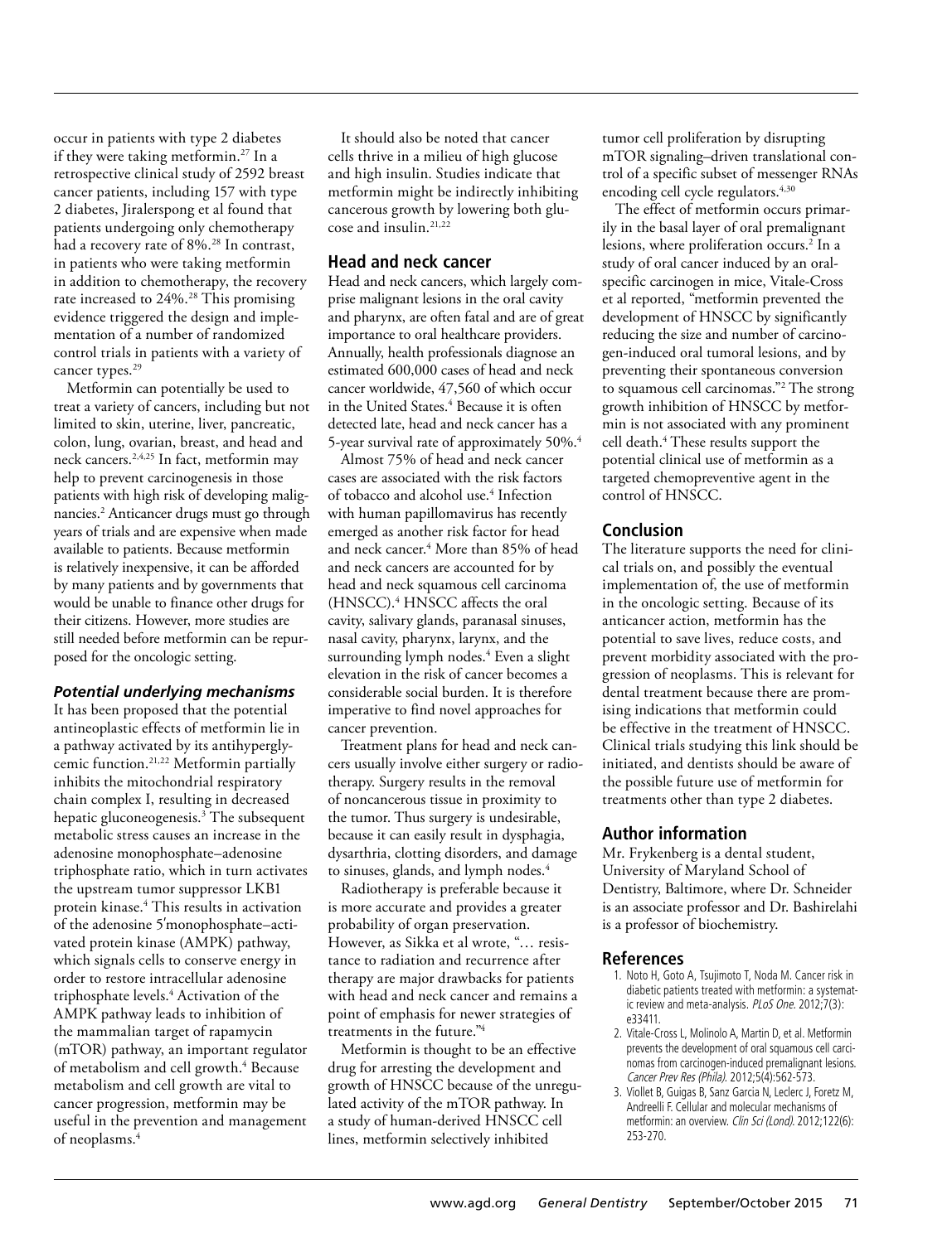occur in patients with type 2 diabetes if they were taking metformin.[27] In a retrospective clinical study of 2592 breast cancer patients, including 157 with type 2 diabetes, Jiralerspong et al found that patients undergoing only chemotherapy had a recovery rate of 8%.[28] In contrast, in patients who were taking metformin in addition to chemotherapy, the recovery rate increased to 24%.[28] This promising evidence triggered the design and implementation of a number of randomized control trials in patients with a variety of cancer types.[29]

Metformin can potentially be used to treat a variety of cancers, including but not limited to skin, uterine, liver, pancreatic, colon, lung, ovarian, breast, and head and neck cancers.[2,4,25] In fact, metformin may help to prevent carcinogenesis in those patients with high risk of developing malignancies.[2] Anticancer drugs must go through years of trials and are expensive when made available to patients. Because metformin is relatively inexpensive, it can be afforded by many patients and by governments that would be unable to finance other drugs for their citizens. However, more studies are still needed before metformin can be repurposed for the oncologic setting.

### *Potential underlying mechanisms*

It has been proposed that the potential antineoplastic effects of metformin lie in a pathway activated by its antihyperglycemic function.[21,22] Metformin partially inhibits the mitochondrial respiratory chain complex I, resulting in decreased hepatic gluconeogenesis.[3] The subsequent metabolic stress causes an increase in the adenosine monophosphate–adenosine triphosphate ratio, which in turn activates the upstream tumor suppressor LKB1 protein kinase.[4] This results in activation of the adenosine 5′monophosphate–activated protein kinase (AMPK) pathway, which signals cells to conserve energy in order to restore intracellular adenosine triphosphate levels.[4] Activation of the AMPK pathway leads to inhibition of the mammalian target of rapamycin (mTOR) pathway, an important regulator of metabolism and cell growth.[4] Because metabolism and cell growth are vital to cancer progression, metformin may be useful in the prevention and management of neoplasms.[4]

It should also be noted that cancer cells thrive in a milieu of high glucose and high insulin. Studies indicate that metformin might be indirectly inhibiting cancerous growth by lowering both glucose and insulin.[21,22]

## Head and neck cancer

Head and neck cancers, which largely comprise malignant lesions in the oral cavity and pharynx, are often fatal and are of great importance to oral healthcare providers. Annually, health professionals diagnose an estimated 600,000 cases of head and neck cancer worldwide, 47,560 of which occur in the United States.[4] Because it is often detected late, head and neck cancer has a 5-year survival rate of approximately 50%.[4]

Almost 75% of head and neck cancer cases are associated with the risk factors of tobacco and alcohol use.[4] Infection with human papillomavirus has recently emerged as another risk factor for head and neck cancer.[4] More than 85% of head and neck cancers are accounted for by head and neck squamous cell carcinoma (HNSCC).[4] HNSCC affects the oral cavity, salivary glands, paranasal sinuses, nasal cavity, pharynx, larynx, and the surrounding lymph nodes.[4] Even a slight elevation in the risk of cancer becomes a considerable social burden. It is therefore imperative to find novel approaches for cancer prevention.

Treatment plans for head and neck cancers usually involve either surgery or radiotherapy. Surgery results in the removal of noncancerous tissue in proximity to the tumor. Thus surgery is undesirable, because it can easily result in dysphagia, dysarthria, clotting disorders, and damage to sinuses, glands, and lymph nodes.[4]

Radiotherapy is preferable because it is more accurate and provides a greater probability of organ preservation. However, as Sikka et al wrote, "… resistance to radiation and recurrence after therapy are major drawbacks for patients with head and neck cancer and remains a point of emphasis for newer strategies of treatments in the future."[4]

Metformin is thought to be an effective drug for arresting the development and growth of HNSCC because of the unregulated activity of the mTOR pathway. In a study of human-derived HNSCC cell lines, metformin selectively inhibited tumor cell proliferation by disrupting mTOR signaling–driven translational control of a specific subset of messenger RNAs encoding cell cycle regulators.[4,30]

The effect of metformin occurs primarily in the basal layer of oral premalignant lesions, where proliferation occurs.[2] In a study of oral cancer induced by an oral-specific carcinogen in mice, Vitale-Cross et al reported, "metformin prevented the development of HNSCC by significantly reducing the size and number of carcinogen-induced oral tumoral lesions, and by preventing their spontaneous conversion to squamous cell carcinomas."[2] The strong growth inhibition of HNSCC by metformin is not associated with any prominent cell death.[4] These results support the potential clinical use of metformin as a targeted chemopreventive agent in the control of HNSCC.

## Conclusion

The literature supports the need for clinical trials on, and possibly the eventual implementation of, the use of metformin in the oncologic setting. Because of its anticancer action, metformin has the potential to save lives, reduce costs, and prevent morbidity associated with the progression of neoplasms. This is relevant for dental treatment because there are promising indications that metformin could be effective in the treatment of HNSCC. Clinical trials studying this link should be initiated, and dentists should be aware of the possible future use of metformin for treatments other than type 2 diabetes.

## Author information

Mr. Frykenberg is a dental student, University of Maryland School of Dentistry, Baltimore, where Dr. Schneider is an associate professor and Dr. Bashirelahi is a professor of biochemistry.

## References

1. Noto H, Goto A, Tsujimoto T, Noda M. Cancer risk in diabetic patients treated with metformin: a systematic review and meta-analysis. *PLoS One*. 2012;7(3):e33411.
2. Vitale-Cross L, Molinolo A, Martin D, et al. Metformin prevents the development of oral squamous cell carcinomas from carcinogen-induced premalignant lesions. *Cancer Prev Res (Phila)*. 2012;5(4):562-573.
3. Viollet B, Guigas B, Sanz Garcia N, Leclerc J, Foretz M, Andreelli F. Cellular and molecular mechanisms of metformin: an overview. *Clin Sci (Lond)*. 2012;122(6):253-270.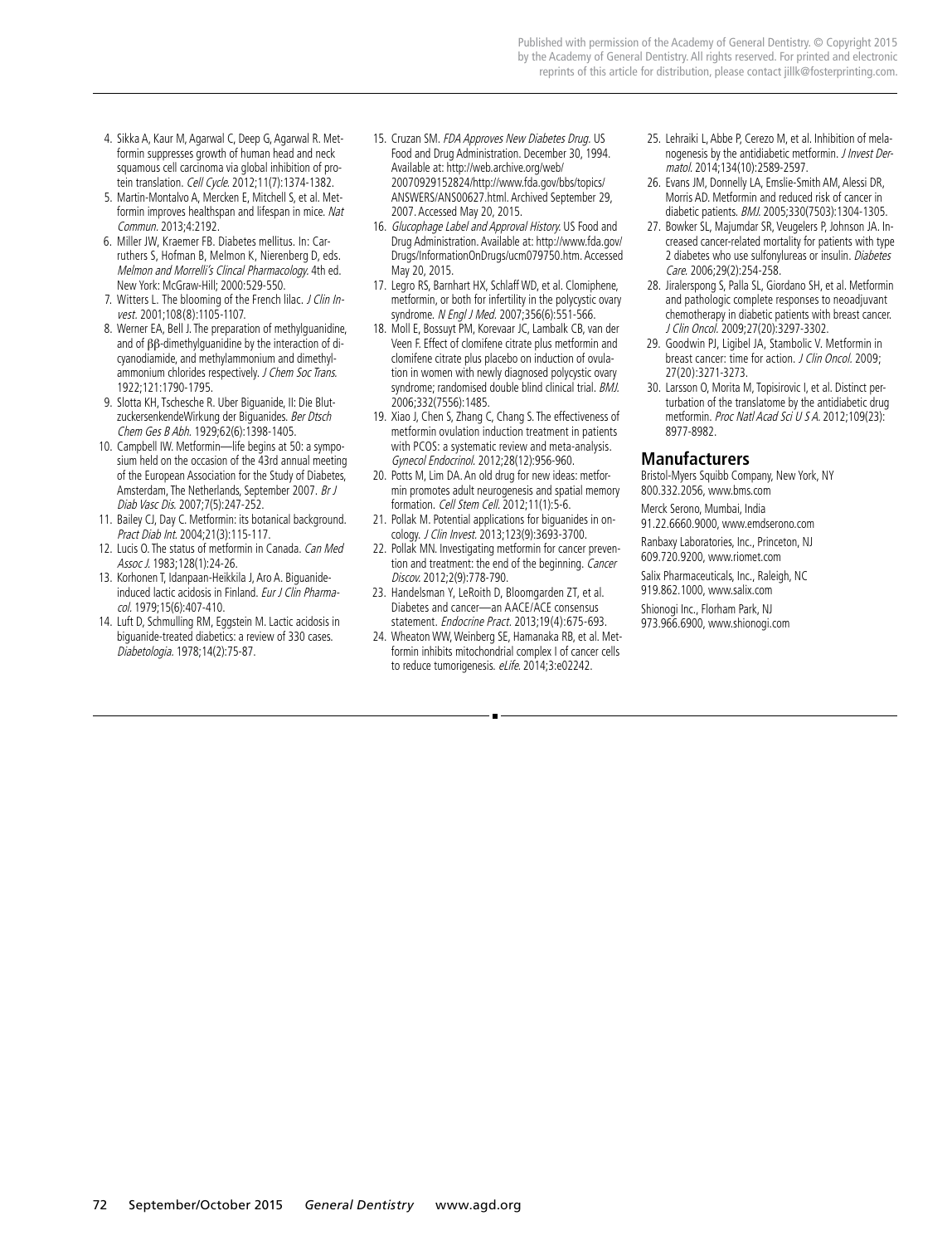4. Sikka A, Kaur M, Agarwal C, Deep G, Agarwal R. Metformin suppresses growth of human head and neck squamous cell carcinoma via global inhibition of protein translation. *Cell Cycle*. 2012;11(7):1374-1382.
5. Martin-Montalvo A, Mercken E, Mitchell S, et al. Metformin improves healthspan and lifespan in mice. *Nat Commun*. 2013;4:2192.
6. Miller JW, Kraemer FB. Diabetes mellitus. In: Carruthers S, Hofman B, Melmon K, Nierenberg D, eds. *Melmon and Morrelli's Clincal Pharmacology*. 4th ed. New York: McGraw-Hill; 2000:529-550.
7. Witters L. The blooming of the French lilac. *J Clin Invest*. 2001;108(8):1105-1107.
8. Werner EA, Bell J. The preparation of methylguanidine, and of ββ-dimethylguanidine by the interaction of dicyanodiamide, and methylammonium and dimethylammonium chlorides respectively. *J Chem Soc Trans*. 1922;121:1790-1795.
9. Slotta KH, Tschesche R. Uber Biguanide, II: Die Blutzuckersenkende Wirkung der Biguanides. *Ber Dtsch Chem Ges B Abh*. 1929;62(6):1398-1405.
10. Campbell IW. Metformin—life begins at 50: a symposium held on the occasion of the 43rd annual meeting of the European Association for the Study of Diabetes, Amsterdam, The Netherlands, September 2007. *Br J Diab Vasc Dis*. 2007;7(5):247-252.
11. Bailey CJ, Day C. Metformin: its botanical background. *Pract Diab Int*. 2004;21(3):115-117.
12. Lucis O. The status of metformin in Canada. *Can Med Assoc J*. 1983;128(1):24-26.
13. Korhonen T, Idanpaan-Heikkila J, Aro A. Biguanide-induced lactic acidosis in Finland. *Eur J Clin Pharmacol*. 1979;15(6):407-410.
14. Luft D, Schmulling RM, Eggstein M. Lactic acidosis in biguanide-treated diabetics: a review of 330 cases. *Diabetologia*. 1978;14(2):75-87.
15. Cruzan SM. *FDA Approves New Diabetes Drug*. US Food and Drug Administration. December 30, 1994. Available at: http://web.archive.org/web/20070929152824/http://www.fda.gov/bbs/topics/ANSWERS/ANS00627.html. Archived September 29, 2007. Accessed May 20, 2015.
16. *Glucophage Label and Approval History*. US Food and Drug Administration. Available at: http://www.fda.gov/Drugs/InformationOnDrugs/ucm079750.htm. Accessed May 20, 2015.
17. Legro RS, Barnhart HX, Schlaff WD, et al. Clomiphene, metformin, or both for infertility in the polycystic ovary syndrome. *N Engl J Med*. 2007;356(6):551-566.
18. Moll E, Bossuyt PM, Korevaar JC, Lambalk CB, van der Veen F. Effect of clomifene citrate plus metformin and clomifene citrate plus placebo on induction of ovulation in women with newly diagnosed polycystic ovary syndrome; randomised double blind clinical trial. *BMJ*. 2006;332(7556):1485.
19. Xiao J, Chen S, Zhang C, Chang S. The effectiveness of metformin ovulation induction treatment in patients with PCOS: a systematic review and meta-analysis. *Gynecol Endocrinol*. 2012;28(12):956-960.
20. Potts M, Lim DA. An old drug for new ideas: metformin promotes adult neurogenesis and spatial memory formation. *Cell Stem Cell*. 2012;11(1):5-6.
21. Pollak M. Potential applications for biguanides in oncology. *J Clin Invest*. 2013;123(9):3693-3700.
22. Pollak MN. Investigating metformin for cancer prevention and treatment: the end of the beginning. *Cancer Discov*. 2012;2(9):778-790.
23. Handelsman Y, LeRoith D, Bloomgarden ZT, et al. Diabetes and cancer—an AACE/ACE consensus statement. *Endocrine Pract*. 2013;19(4):675-693.
24. Wheaton WW, Weinberg SE, Hamanaka RB, et al. Metformin inhibits mitochondrial complex I of cancer cells to reduce tumorigenesis. *eLife*. 2014;3:e02242.
25. Lehraiki L, Abbe P, Cerezo M, et al. Inhibition of melanogenesis by the antidiabetic metformin. *J Invest Dermatol*. 2014;134(10):2589-2597.
26. Evans JM, Donnelly LA, Emslie-Smith AM, Alessi DR, Morris AD. Metformin and reduced risk of cancer in diabetic patients. *BMJ*. 2005;330(7503):1304-1305.
27. Bowker SL, Majumdar SR, Veugelers P, Johnson JA. Increased cancer-related mortality for patients with type 2 diabetes who use sulfonylureas or insulin. *Diabetes Care*. 2006;29(2):254-258.
28. Jiralerspong S, Palla SL, Giordano SH, et al. Metformin and pathologic complete responses to neoadjuvant chemotherapy in diabetic patients with breast cancer. *J Clin Oncol*. 2009;27(20):3297-3302.
29. Goodwin PJ, Ligibel JA, Stambolic V. Metformin in breast cancer: time for action. *J Clin Oncol*. 2009;27(20):3271-3273.
30. Larsson O, Morita M, Topisirovic I, et al. Distinct perturbation of the translatome by the antidiabetic drug metformin. *Proc Natl Acad Sci U S A*. 2012;109(23):8977-8982.

## Manufacturers

Bristol-Myers Squibb Company, New York, NY
800.332.2056, www.bms.com

Merck Serono, Mumbai, India
91.22.6660.9000, www.emdserono.com

Ranbaxy Laboratories, Inc., Princeton, NJ
609.720.9200, www.riomet.com

Salix Pharmaceuticals, Inc., Raleigh, NC
919.862.1000, www.salix.com

Shionogi Inc., Florham Park, NJ
973.966.6900, www.shionogi.com